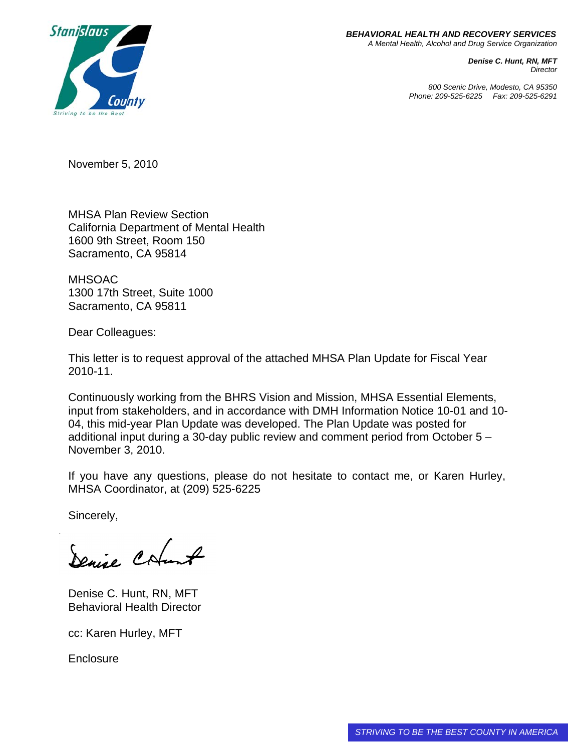**BEHAVIORAL HEALTH AND RECOVERY SERVICES**
*A Mental Health, Alcohol and Drug Service Organization*

***Denise C. Hunt, RN, MFT***
*Director*

*800 Scenic Drive, Modesto, CA 95350*
*Phone: 209-525-6225 Fax: 209-525-6291*

Stanislaus County
Striving to be the Best

November 5, 2010

MHSA Plan Review Section
California Department of Mental Health
1600 9th Street, Room 150
Sacramento, CA 95814

MHSOAC
1300 17th Street, Suite 1000
Sacramento, CA 95811

Dear Colleagues:

This letter is to request approval of the attached MHSA Plan Update for Fiscal Year 2010-11.

Continuously working from the BHRS Vision and Mission, MHSA Essential Elements, input from stakeholders, and in accordance with DMH Information Notice 10-01 and 10-04, this mid-year Plan Update was developed. The Plan Update was posted for additional input during a 30-day public review and comment period from October 5 – November 3, 2010.

If you have any questions, please do not hesitate to contact me, or Karen Hurley, MHSA Coordinator, at (209) 525-6225

Sincerely,

Denise C Hunt

Denise C. Hunt, RN, MFT
Behavioral Health Director

cc: Karen Hurley, MFT

Enclosure

*STRIVING TO BE THE BEST COUNTY IN AMERICA*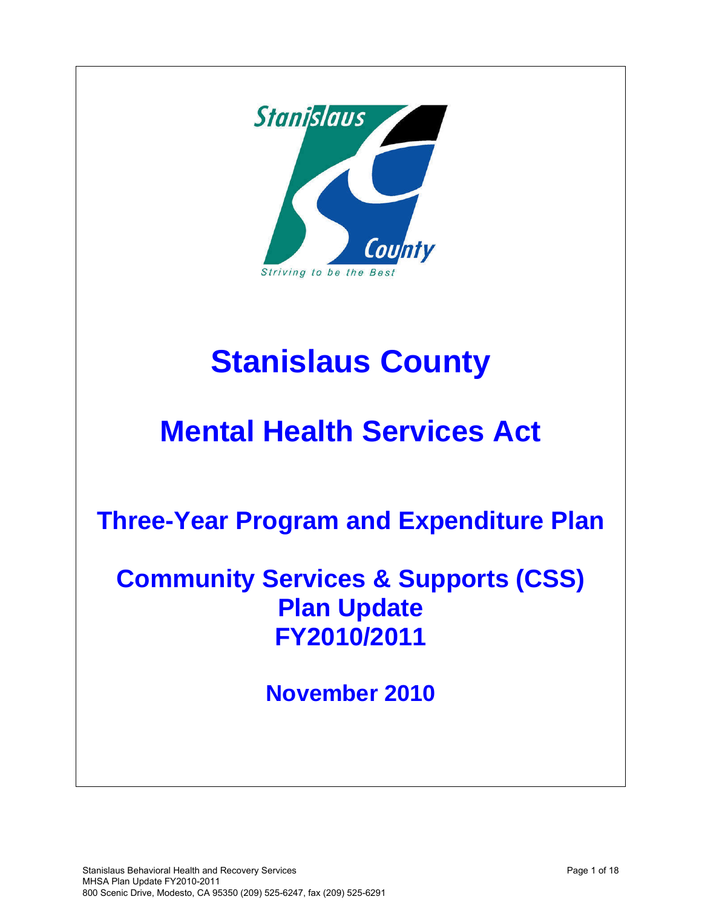# Stanislaus County

# Mental Health Services Act

## Three-Year Program and Expenditure Plan

## Community Services & Supports (CSS) Plan Update FY2010/2011

### November 2010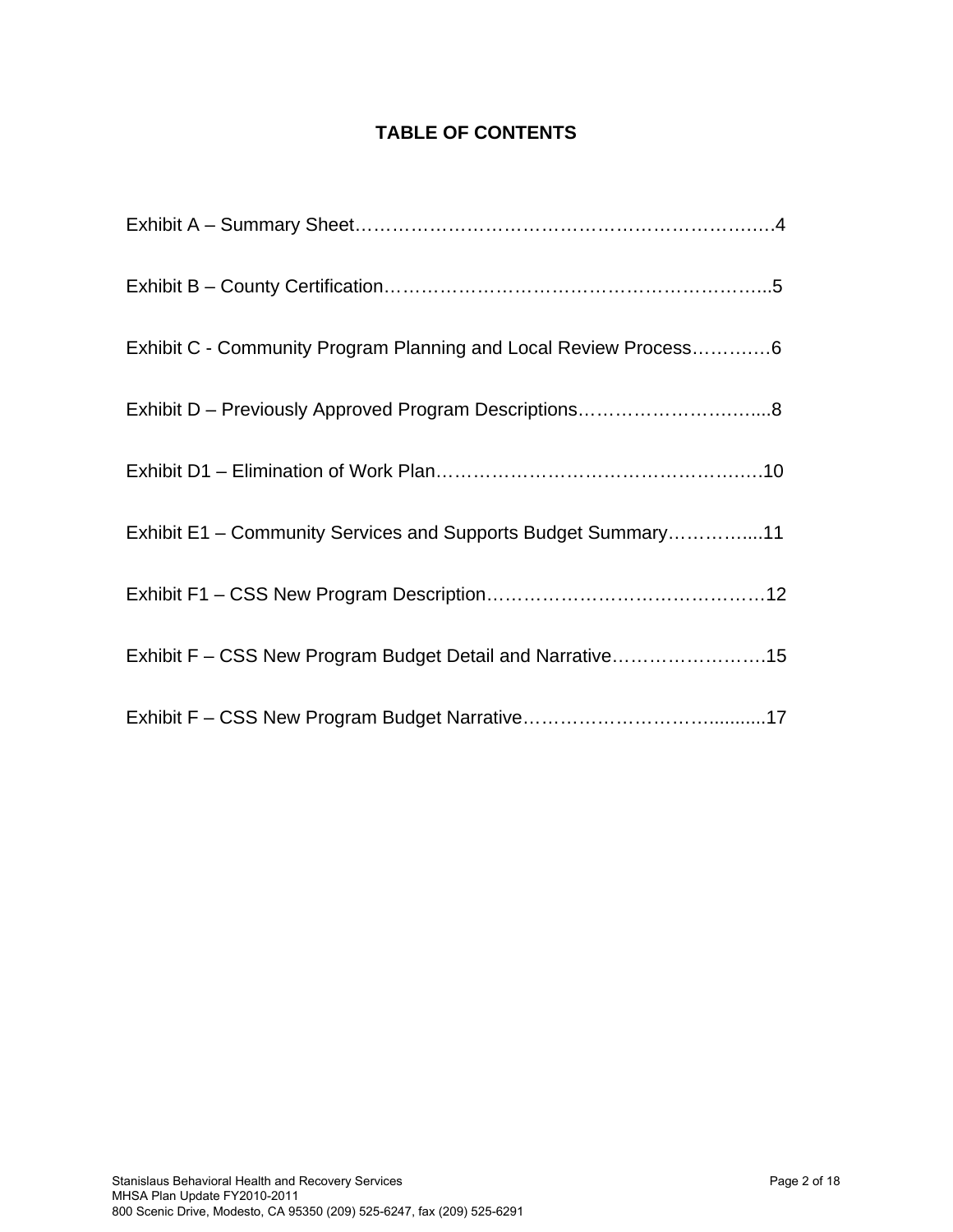# TABLE OF CONTENTS

Exhibit A – Summary Sheet……………………………………………………………4

Exhibit B – County Certification…………………………………………………...5

Exhibit C - Community Program Planning and Local Review Process…………6

Exhibit D – Previously Approved Program Descriptions………………………....8

Exhibit D1 – Elimination of Work Plan…………………………………………….10

Exhibit E1 – Community Services and Supports Budget Summary…………....11

Exhibit F1 – CSS New Program Description………………………………………12

Exhibit F – CSS New Program Budget Detail and Narrative…………………….15

Exhibit F – CSS New Program Budget Narrative………………………….........17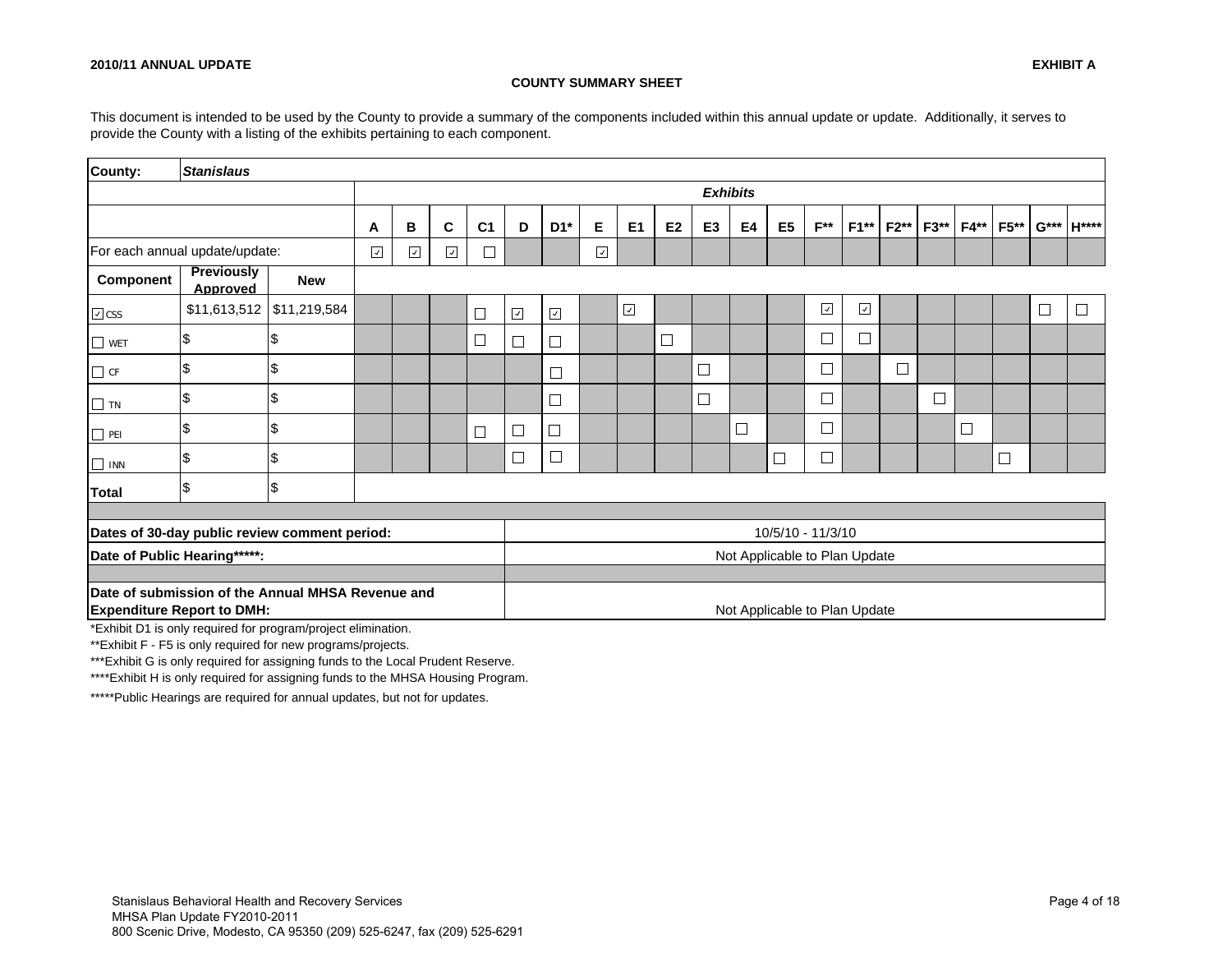**2010/11 ANNUAL UPDATE** **EXHIBIT A**

## COUNTY SUMMARY SHEET

This document is intended to be used by the County to provide a summary of the components included within this annual update or update. Additionally, it serves to provide the County with a listing of the exhibits pertaining to each component.

| County: | *Stanislaus* | | | | | | | | | | | | | | | | | | | | | | |
|---|---|---|---|---|---|---|---|---|---|---|---|---|---|---|---|---|---|---|---|---|---|---|---|
| | | | ***Exhibits*** | | | | | | | | | | | | | | | | | | | | |
| | | | **A** | **B** | **C** | **C1** | **D** | **D1*** | **E** | **E1** | **E2** | **E3** | **E4** | **E5** | **F**** | **F1**** | **F2**** | **F3**** | **F4**** | **F5**** | **G***** | **H****** |
| For each annual update/update: | | | ☑ | ☑ | ☑ | ☐ | | | ☑ | | | | | | | | | | | | | |
| **Component** | **Previously Approved** | **New** | | | | | | | | | | | | | | | | | | | | |
| ☑ CSS | $11,613,512 | $11,219,584 | | | | ☐ | ☑ | ☑ | | ☑ | | | | | ☑ | ☑ | | | | | ☐ | ☐ |
| ☐ WET | $ | $ | | | | ☐ | ☐ | ☐ | | | ☐ | | | | ☐ | ☐ | | | | | | |
| ☐ CF | $ | $ | | | | | | ☐ | | | | ☐ | | | ☐ | | ☐ | | | | | |
| ☐ TN | $ | $ | | | | | | ☐ | | | | ☐ | | | ☐ | | | ☐ | | | | |
| ☐ PEI | $ | $ | | | | ☐ | ☐ | ☐ | | | | | ☐ | | ☐ | | | | ☐ | | | |
| ☐ INN | $ | $ | | | | | ☐ | ☐ | | | | | | ☐ | ☐ | | | | | ☐ | | |
| **Total** | $ | $ | | | | | | | | | | | | | | | | | | | | |

| | |
|---|---|
| **Dates of 30-day public review comment period:** | 10/5/10 - 11/3/10 |
| **Date of Public Hearing*****:** | Not Applicable to Plan Update |
| **Date of submission of the Annual MHSA Revenue and Expenditure Report to DMH:** | Not Applicable to Plan Update |

*Exhibit D1 is only required for program/project elimination.

**Exhibit F - F5 is only required for new programs/projects.

***Exhibit G is only required for assigning funds to the Local Prudent Reserve.

****Exhibit H is only required for assigning funds to the MHSA Housing Program.

*****Public Hearings are required for annual updates, but not for updates.

Stanislaus Behavioral Health and Recovery Services
MHSA Plan Update FY2010-2011
800 Scenic Drive, Modesto, CA 95350 (209) 525-6247, fax (209) 525-6291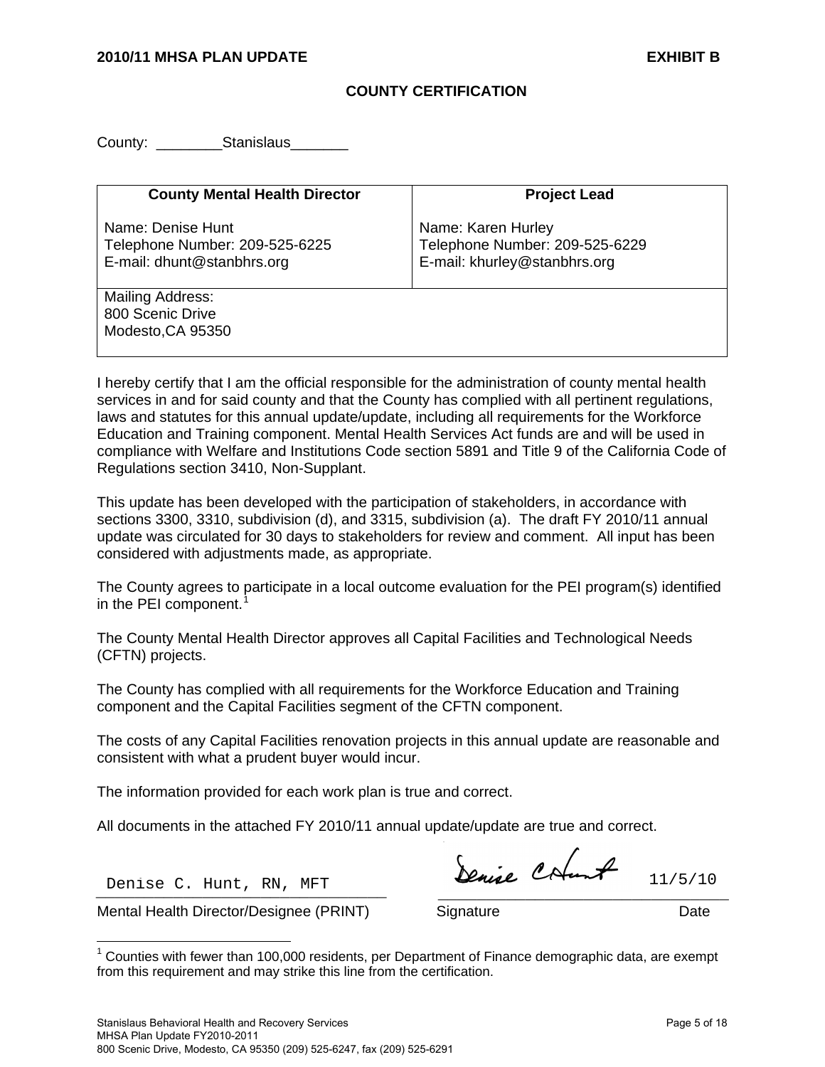**2010/11 MHSA PLAN UPDATE** **EXHIBIT B**

## COUNTY CERTIFICATION

County: ________Stanislaus_______

| County Mental Health Director | Project Lead |
|---|---|
| Name: Denise Hunt<br>Telephone Number: 209-525-6225<br>E-mail: dhunt@stanbhrs.org | Name: Karen Hurley<br>Telephone Number: 209-525-6229<br>E-mail: khurley@stanbhrs.org |
| Mailing Address:<br>800 Scenic Drive<br>Modesto,CA 95350 | |

I hereby certify that I am the official responsible for the administration of county mental health services in and for said county and that the County has complied with all pertinent regulations, laws and statutes for this annual update/update, including all requirements for the Workforce Education and Training component. Mental Health Services Act funds are and will be used in compliance with Welfare and Institutions Code section 5891 and Title 9 of the California Code of Regulations section 3410, Non-Supplant.

This update has been developed with the participation of stakeholders, in accordance with sections 3300, 3310, subdivision (d), and 3315, subdivision (a). The draft FY 2010/11 annual update was circulated for 30 days to stakeholders for review and comment. All input has been considered with adjustments made, as appropriate.

The County agrees to participate in a local outcome evaluation for the PEI program(s) identified in the PEI component.[1]

The County Mental Health Director approves all Capital Facilities and Technological Needs (CFTN) projects.

The County has complied with all requirements for the Workforce Education and Training component and the Capital Facilities segment of the CFTN component.

The costs of any Capital Facilities renovation projects in this annual update are reasonable and consistent with what a prudent buyer would incur.

The information provided for each work plan is true and correct.

All documents in the attached FY 2010/11 annual update/update are true and correct.

Denise C. Hunt, RN, MFT — Denise C Hunt — 11/5/10

Mental Health Director/Designee (PRINT) — Signature — Date

[1] Counties with fewer than 100,000 residents, per Department of Finance demographic data, are exempt from this requirement and may strike this line from the certification.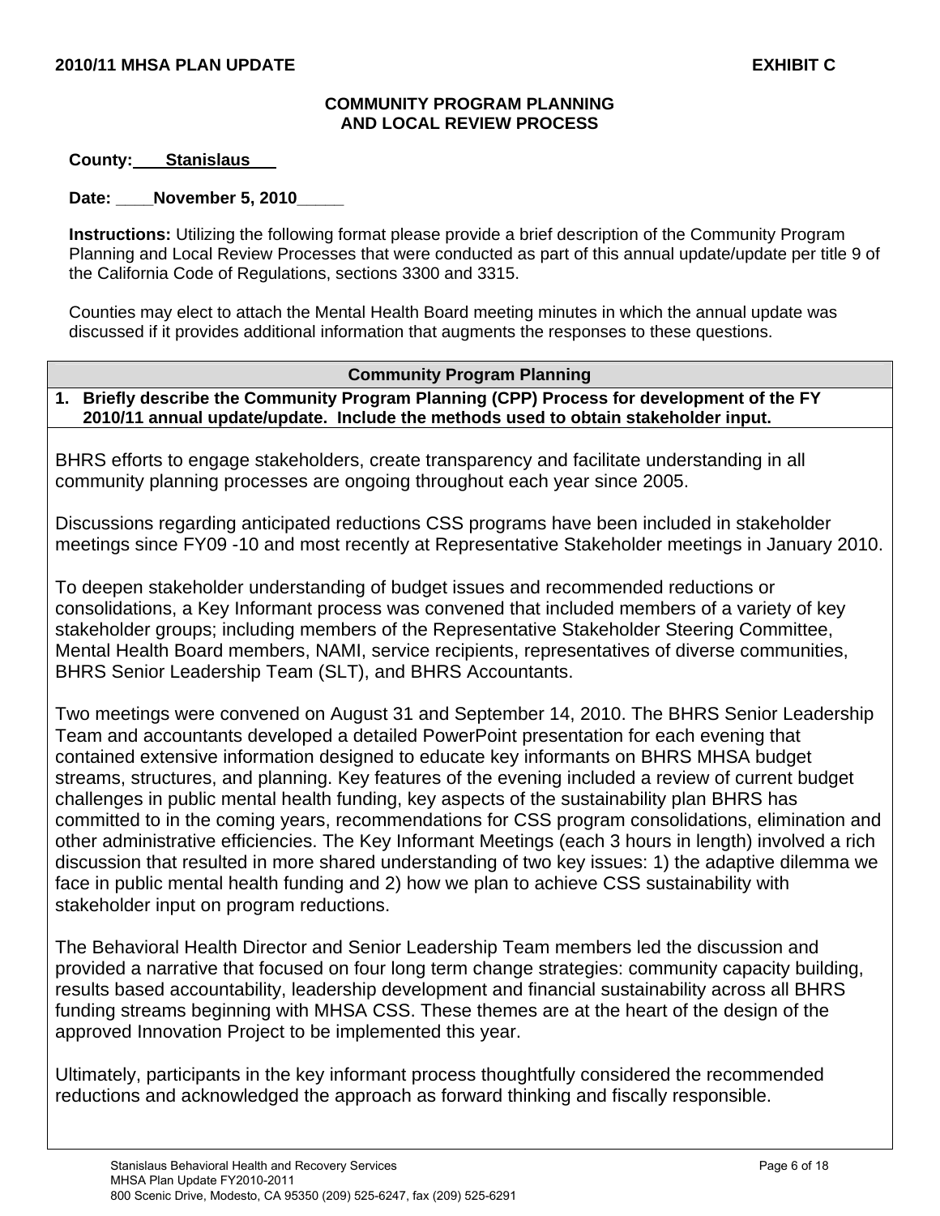**2010/11 MHSA PLAN UPDATE** **EXHIBIT C**

**COMMUNITY PROGRAM PLANNING**
**AND LOCAL REVIEW PROCESS**

**County: Stanislaus**

**Date: November 5, 2010**

**Instructions:** Utilizing the following format please provide a brief description of the Community Program Planning and Local Review Processes that were conducted as part of this annual update/update per title 9 of the California Code of Regulations, sections 3300 and 3315.

Counties may elect to attach the Mental Health Board meeting minutes in which the annual update was discussed if it provides additional information that augments the responses to these questions.

| Community Program Planning |
|---|
| **1. Briefly describe the Community Program Planning (CPP) Process for development of the FY 2010/11 annual update/update. Include the methods used to obtain stakeholder input.** |

BHRS efforts to engage stakeholders, create transparency and facilitate understanding in all community planning processes are ongoing throughout each year since 2005.

Discussions regarding anticipated reductions CSS programs have been included in stakeholder meetings since FY09 -10 and most recently at Representative Stakeholder meetings in January 2010.

To deepen stakeholder understanding of budget issues and recommended reductions or consolidations, a Key Informant process was convened that included members of a variety of key stakeholder groups; including members of the Representative Stakeholder Steering Committee, Mental Health Board members, NAMI, service recipients, representatives of diverse communities, BHRS Senior Leadership Team (SLT), and BHRS Accountants.

Two meetings were convened on August 31 and September 14, 2010. The BHRS Senior Leadership Team and accountants developed a detailed PowerPoint presentation for each evening that contained extensive information designed to educate key informants on BHRS MHSA budget streams, structures, and planning. Key features of the evening included a review of current budget challenges in public mental health funding, key aspects of the sustainability plan BHRS has committed to in the coming years, recommendations for CSS program consolidations, elimination and other administrative efficiencies. The Key Informant Meetings (each 3 hours in length) involved a rich discussion that resulted in more shared understanding of two key issues: 1) the adaptive dilemma we face in public mental health funding and 2) how we plan to achieve CSS sustainability with stakeholder input on program reductions.

The Behavioral Health Director and Senior Leadership Team members led the discussion and provided a narrative that focused on four long term change strategies: community capacity building, results based accountability, leadership development and financial sustainability across all BHRS funding streams beginning with MHSA CSS. These themes are at the heart of the design of the approved Innovation Project to be implemented this year.

Ultimately, participants in the key informant process thoughtfully considered the recommended reductions and acknowledged the approach as forward thinking and fiscally responsible.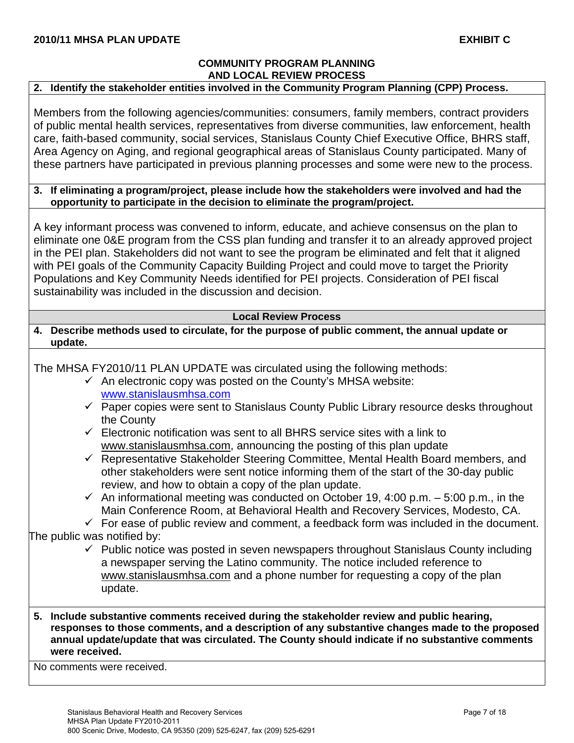## COMMUNITY PROGRAM PLANNING AND LOCAL REVIEW PROCESS

**2. Identify the stakeholder entities involved in the Community Program Planning (CPP) Process.**

Members from the following agencies/communities: consumers, family members, contract providers of public mental health services, representatives from diverse communities, law enforcement, health care, faith-based community, social services, Stanislaus County Chief Executive Office, BHRS staff, Area Agency on Aging, and regional geographical areas of Stanislaus County participated. Many of these partners have participated in previous planning processes and some were new to the process.

**3. If eliminating a program/project, please include how the stakeholders were involved and had the opportunity to participate in the decision to eliminate the program/project.**

A key informant process was convened to inform, educate, and achieve consensus on the plan to eliminate one 0&E program from the CSS plan funding and transfer it to an already approved project in the PEI plan. Stakeholders did not want to see the program be eliminated and felt that it aligned with PEI goals of the Community Capacity Building Project and could move to target the Priority Populations and Key Community Needs identified for PEI projects. Consideration of PEI fiscal sustainability was included in the discussion and decision.

### Local Review Process

**4. Describe methods used to circulate, for the purpose of public comment, the annual update or update.**

The MHSA FY2010/11 PLAN UPDATE was circulated using the following methods:

- ✓ An electronic copy was posted on the County's MHSA website: www.stanislausmhsa.com
- ✓ Paper copies were sent to Stanislaus County Public Library resource desks throughout the County
- ✓ Electronic notification was sent to all BHRS service sites with a link to www.stanislausmhsa.com, announcing the posting of this plan update
- ✓ Representative Stakeholder Steering Committee, Mental Health Board members, and other stakeholders were sent notice informing them of the start of the 30-day public review, and how to obtain a copy of the plan update.
- ✓ An informational meeting was conducted on October 19, 4:00 p.m. – 5:00 p.m., in the Main Conference Room, at Behavioral Health and Recovery Services, Modesto, CA.
- ✓ For ease of public review and comment, a feedback form was included in the document.

The public was notified by:

- ✓ Public notice was posted in seven newspapers throughout Stanislaus County including a newspaper serving the Latino community. The notice included reference to www.stanislausmhsa.com and a phone number for requesting a copy of the plan update.

**5. Include substantive comments received during the stakeholder review and public hearing, responses to those comments, and a description of any substantive changes made to the proposed annual update/update that was circulated. The County should indicate if no substantive comments were received.**

No comments were received.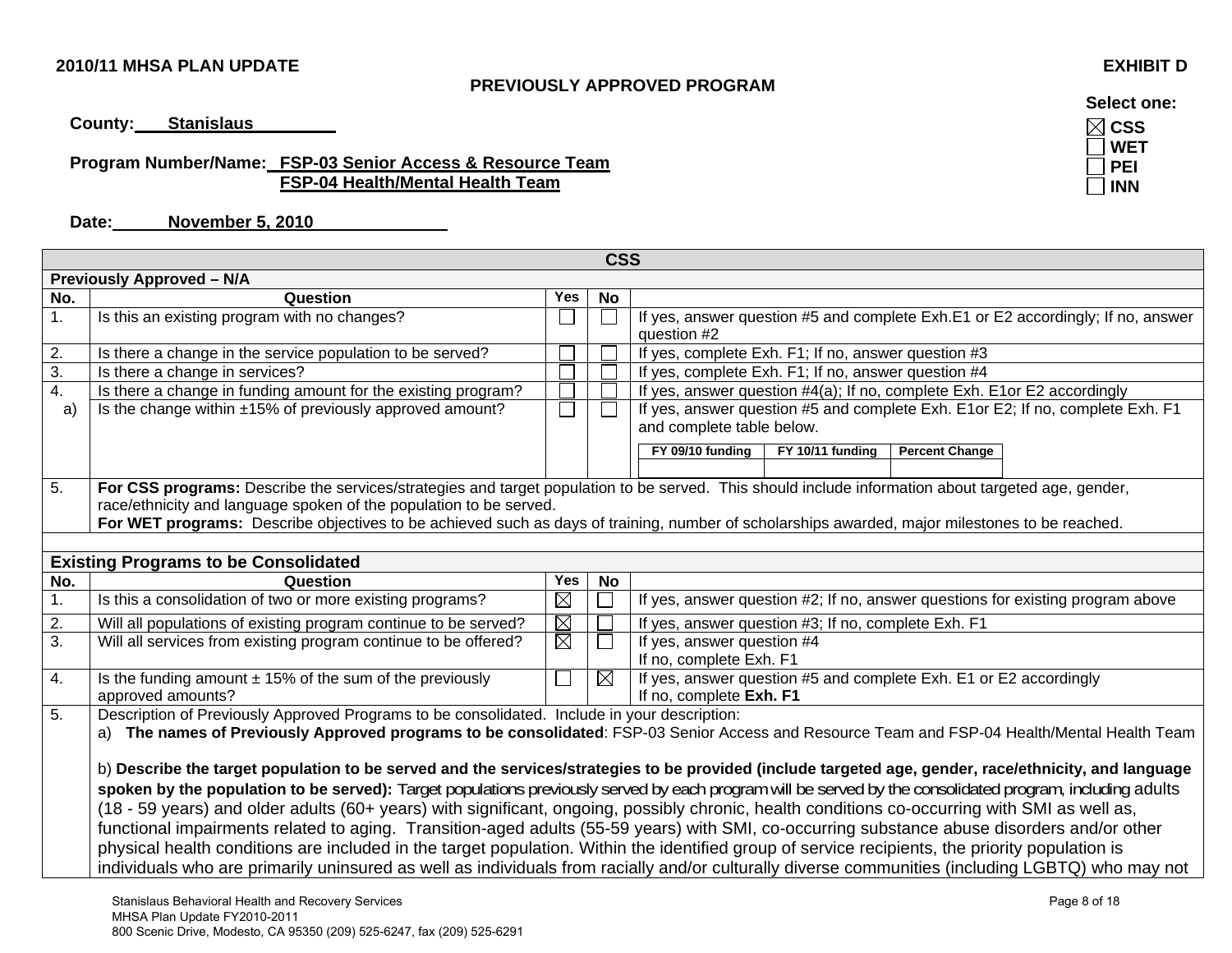**2010/11 MHSA PLAN UPDATE** **EXHIBIT D**

**PREVIOUSLY APPROVED PROGRAM**

**Select one:**
- ☒ **CSS**
- ☐ **WET**
- ☐ **PEI**
- ☐ **INN**

**County:** **Stanislaus**

**Program Number/Name:** **FSP-03 Senior Access & Resource Team**
**FSP-04 Health/Mental Health Team**

**Date:** **November 5, 2010**

| **CSS** | | | | |
|---|---|---|---|---|
| **Previously Approved – N/A** | | | | |
| **No.** | **Question** | **Yes** | **No** | |
| 1. | Is this an existing program with no changes? | ☐ | ☐ | If yes, answer question #5 and complete Exh.E1 or E2 accordingly; If no, answer question #2 |
| 2. | Is there a change in the service population to be served? | ☐ | ☐ | If yes, complete Exh. F1; If no, answer question #3 |
| 3. | Is there a change in services? | ☐ | ☐ | If yes, complete Exh. F1; If no, answer question #4 |
| 4. | Is there a change in funding amount for the existing program? | ☐ | ☐ | If yes, answer question #4(a); If no, complete Exh. E1or E2 accordingly |
| a) | Is the change within ±15% of previously approved amount? | ☐ | ☐ | If yes, answer question #5 and complete Exh. E1or E2; If no, complete Exh. F1 and complete table below. FY 09/10 funding / FY 10/11 funding / Percent Change: (blank) |
| 5. | **For CSS programs:** Describe the services/strategies and target population to be served. This should include information about targeted age, gender, race/ethnicity and language spoken of the population to be served. **For WET programs:** Describe objectives to be achieved such as days of training, number of scholarships awarded, major milestones to be reached. | | | |
| | | | | |
| **Existing Programs to be Consolidated** | | | | |
| **No.** | **Question** | **Yes** | **No** | |
| 1. | Is this a consolidation of two or more existing programs? | ☒ | ☐ | If yes, answer question #2; If no, answer questions for existing program above |
| 2. | Will all populations of existing program continue to be served? | ☒ | ☐ | If yes, answer question #3; If no, complete Exh. F1 |
| 3. | Will all services from existing program continue to be offered? | ☒ | ☐ | If yes, answer question #4 If no, complete Exh. F1 |
| 4. | Is the funding amount ± 15% of the sum of the previously approved amounts? | ☐ | ☒ | If yes, answer question #5 and complete Exh. E1 or E2 accordingly If no, complete **Exh. F1** |
| 5. | Description of Previously Approved Programs to be consolidated. Include in your description: a) **The names of Previously Approved programs to be consolidated**: FSP-03 Senior Access and Resource Team and FSP-04 Health/Mental Health Team<br><br>b) **Describe the target population to be served and the services/strategies to be provided (include targeted age, gender, race/ethnicity, and language spoken by the population to be served):** Target populations previously served by each program will be served by the consolidated program, including adults (18 - 59 years) and older adults (60+ years) with significant, ongoing, possibly chronic, health conditions co-occurring with SMI as well as, functional impairments related to aging. Transition-aged adults (55-59 years) with SMI, co-occurring substance abuse disorders and/or other physical health conditions are included in the target population. Within the identified group of service recipients, the priority population is individuals who are primarily uninsured as well as individuals from racially and/or culturally diverse communities (including LGBTQ) who may not | | | |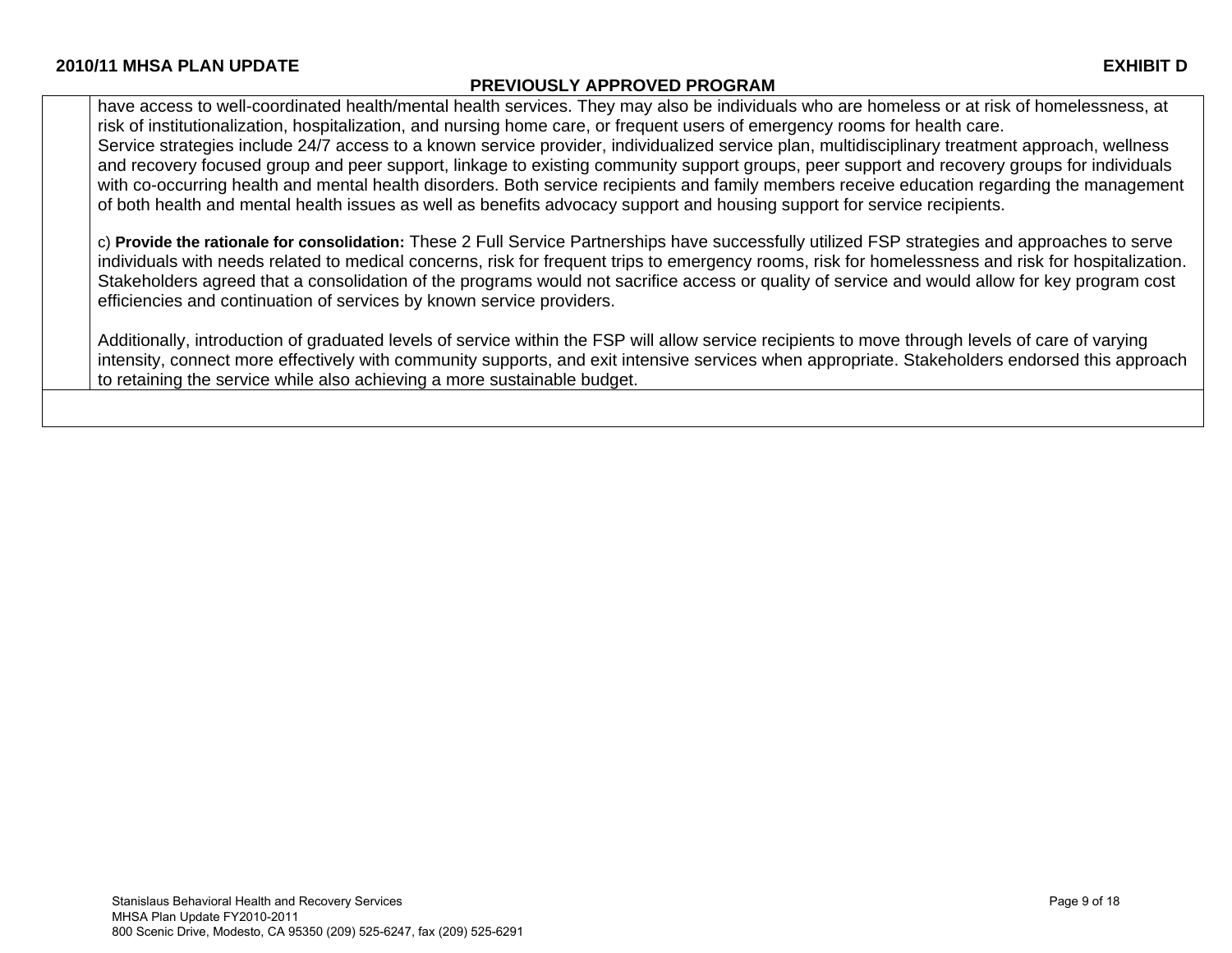have access to well-coordinated health/mental health services. They may also be individuals who are homeless or at risk of homelessness, at risk of institutionalization, hospitalization, and nursing home care, or frequent users of emergency rooms for health care.
Service strategies include 24/7 access to a known service provider, individualized service plan, multidisciplinary treatment approach, wellness and recovery focused group and peer support, linkage to existing community support groups, peer support and recovery groups for individuals with co-occurring health and mental health disorders. Both service recipients and family members receive education regarding the management of both health and mental health issues as well as benefits advocacy support and housing support for service recipients.

c) **Provide the rationale for consolidation:** These 2 Full Service Partnerships have successfully utilized FSP strategies and approaches to serve individuals with needs related to medical concerns, risk for frequent trips to emergency rooms, risk for homelessness and risk for hospitalization. Stakeholders agreed that a consolidation of the programs would not sacrifice access or quality of service and would allow for key program cost efficiencies and continuation of services by known service providers.

Additionally, introduction of graduated levels of service within the FSP will allow service recipients to move through levels of care of varying intensity, connect more effectively with community supports, and exit intensive services when appropriate. Stakeholders endorsed this approach to retaining the service while also achieving a more sustainable budget.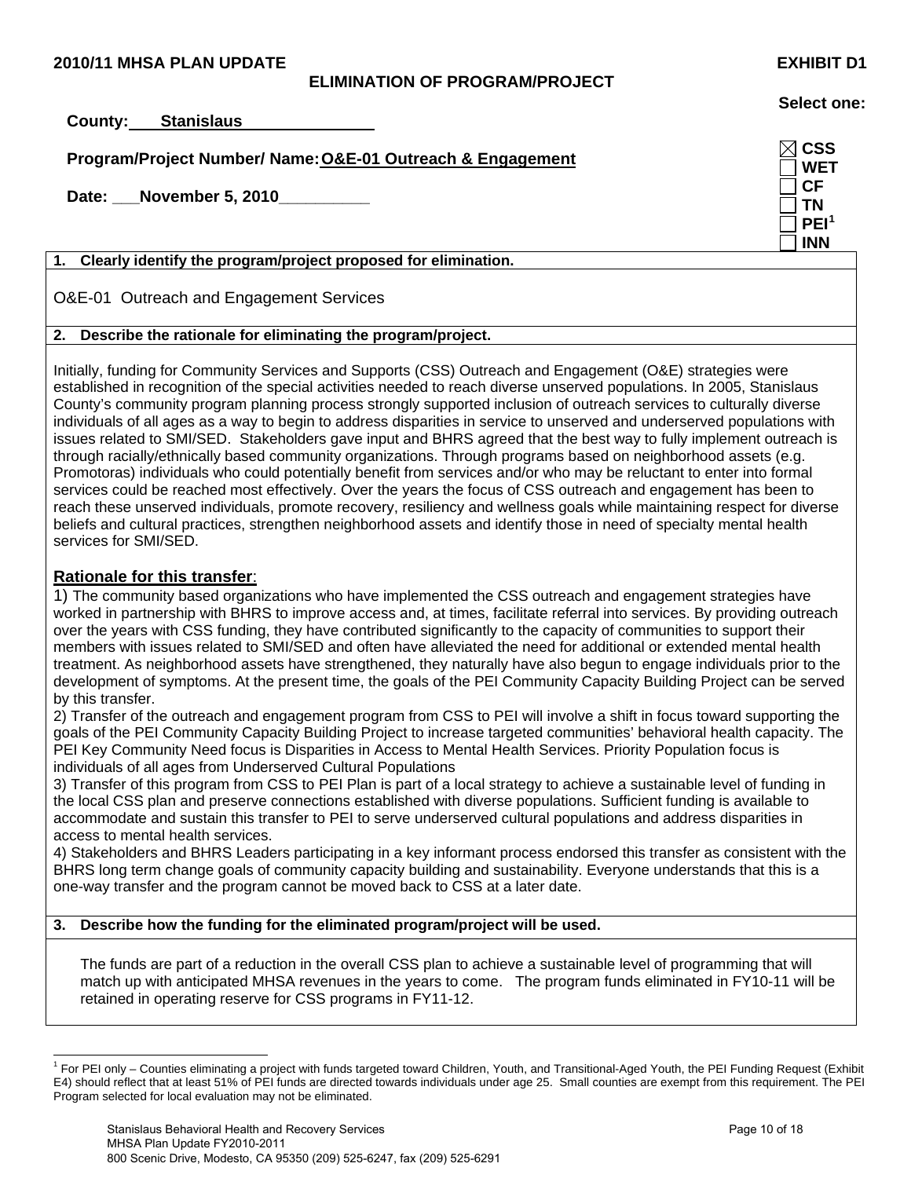**2010/11 MHSA PLAN UPDATE** **EXHIBIT D1**

## ELIMINATION OF PROGRAM/PROJECT

**County:** **Stanislaus**

**Program/Project Number/ Name:** **O&E-01 Outreach & Engagement**

**Date:** **November 5, 2010**

**Select one:**

- ☒ **CSS**
- ☐ **WET**
- ☐ **CF**
- ☐ **TN**
- ☐ **PEI**[1]
- ☐ **INN**

### 1. Clearly identify the program/project proposed for elimination.

O&E-01 Outreach and Engagement Services

### 2. Describe the rationale for eliminating the program/project.

Initially, funding for Community Services and Supports (CSS) Outreach and Engagement (O&E) strategies were established in recognition of the special activities needed to reach diverse unserved populations. In 2005, Stanislaus County's community program planning process strongly supported inclusion of outreach services to culturally diverse individuals of all ages as a way to begin to address disparities in service to unserved and underserved populations with issues related to SMI/SED. Stakeholders gave input and BHRS agreed that the best way to fully implement outreach is through racially/ethnically based community organizations. Through programs based on neighborhood assets (e.g. Promotoras) individuals who could potentially benefit from services and/or who may be reluctant to enter into formal services could be reached most effectively. Over the years the focus of CSS outreach and engagement has been to reach these unserved individuals, promote recovery, resiliency and wellness goals while maintaining respect for diverse beliefs and cultural practices, strengthen neighborhood assets and identify those in need of specialty mental health services for SMI/SED.

**Rationale for this transfer**:

1) The community based organizations who have implemented the CSS outreach and engagement strategies have worked in partnership with BHRS to improve access and, at times, facilitate referral into services. By providing outreach over the years with CSS funding, they have contributed significantly to the capacity of communities to support their members with issues related to SMI/SED and often have alleviated the need for additional or extended mental health treatment. As neighborhood assets have strengthened, they naturally have also begun to engage individuals prior to the development of symptoms. At the present time, the goals of the PEI Community Capacity Building Project can be served by this transfer.

2) Transfer of the outreach and engagement program from CSS to PEI will involve a shift in focus toward supporting the goals of the PEI Community Capacity Building Project to increase targeted communities' behavioral health capacity. The PEI Key Community Need focus is Disparities in Access to Mental Health Services. Priority Population focus is individuals of all ages from Underserved Cultural Populations

3) Transfer of this program from CSS to PEI Plan is part of a local strategy to achieve a sustainable level of funding in the local CSS plan and preserve connections established with diverse populations. Sufficient funding is available to accommodate and sustain this transfer to PEI to serve underserved cultural populations and address disparities in access to mental health services.

4) Stakeholders and BHRS Leaders participating in a key informant process endorsed this transfer as consistent with the BHRS long term change goals of community capacity building and sustainability. Everyone understands that this is a one-way transfer and the program cannot be moved back to CSS at a later date.

### 3. Describe how the funding for the eliminated program/project will be used.

The funds are part of a reduction in the overall CSS plan to achieve a sustainable level of programming that will match up with anticipated MHSA revenues in the years to come. The program funds eliminated in FY10-11 will be retained in operating reserve for CSS programs in FY11-12.

---

[1] For PEI only – Counties eliminating a project with funds targeted toward Children, Youth, and Transitional-Aged Youth, the PEI Funding Request (Exhibit E4) should reflect that at least 51% of PEI funds are directed towards individuals under age 25. Small counties are exempt from this requirement. The PEI Program selected for local evaluation may not be eliminated.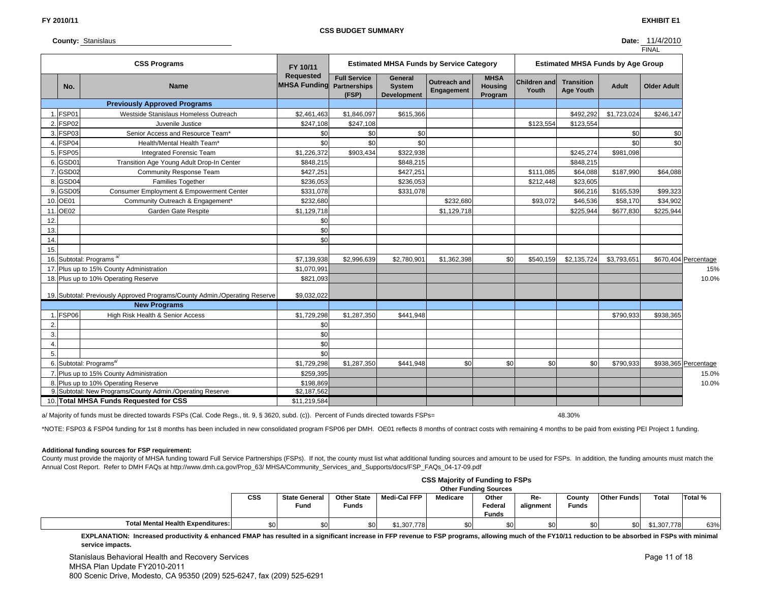FY 2010/11

**EXHIBIT E1**

## CSS BUDGET SUMMARY

**County:** Stanislaus

**Date:** 11/4/2010 FINAL

| | No. | Name | FY 10/11 Requested MHSA Funding | Estimated MHSA Funds by Service Category: Full Service Partnerships (FSP) | General System Development | Outreach and Engagement | MHSA Housing Program | Estimated MHSA Funds by Age Group: Children and Youth | Transition Age Youth | Adult | Older Adult | |
|---|---|---|---|---|---|---|---|---|---|---|---|---|
| | | **Previously Approved Programs** | | | | | | | | | | |
| 1. | FSP01 | Westside Stanislaus Homeless Outreach | $2,461,463 | $1,846,097 | $615,366 | | | | $492,292 | $1,723,024 | $246,147 | |
| 2. | FSP02 | Juvenile Justice | $247,108 | $247,108 | | | | $123,554 | $123,554 | | | |
| 3. | FSP03 | Senior Access and Resource Team* | $0 | $0 | $0 | | | | | $0 | $0 | |
| 4. | FSP04 | Health/Mental Health Team* | $0 | $0 | $0 | | | | | $0 | $0 | |
| 5. | FSP05 | Integrated Forensic Team | $1,226,372 | $903,434 | $322,938 | | | | $245,274 | $981,098 | | |
| 6. | GSD01 | Transition Age Young Adult Drop-In Center | $848,215 | | $848,215 | | | | $848,215 | | | |
| 7. | GSD02 | Community Response Team | $427,251 | | $427,251 | | | $111,085 | $64,088 | $187,990 | $64,088 | |
| 8. | GSD04 | Families Together | $236,053 | | $236,053 | | | $212,448 | $23,605 | | | |
| 9. | GSD05 | Consumer Employment & Empowerment Center | $331,078 | | $331,078 | | | | $66,216 | $165,539 | $99,323 | |
| 10. | OE01 | Community Outreach & Engagement* | $232,680 | | | $232,680 | | $93,072 | $46,536 | $58,170 | $34,902 | |
| 11. | OE02 | Garden Gate Respite | $1,129,718 | | | $1,129,718 | | | $225,944 | $677,830 | $225,944 | |
| 12. | | | $0 | | | | | | | | | |
| 13. | | | $0 | | | | | | | | | |
| 14. | | | $0 | | | | | | | | | |
| 15. | | | | | | | | | | | | |
| 16. | | Subtotal: Programs [a] | $7,139,938 | $2,996,639 | $2,780,901 | $1,362,398 | $0 | $540,159 | $2,135,724 | $3,793,651 | $670,404 | Percentage |
| 17. | | Plus up to 15% County Administration | $1,070,991 | | | | | | | | | 15% |
| 18. | | Plus up to 10% Operating Reserve | $821,093 | | | | | | | | | 10.0% |
| 19. | | Subtotal: Previously Approved Programs/County Admin./Operating Reserve | $9,032,022 | | | | | | | | | |
| | | **New Programs** | | | | | | | | | | |
| 1. | FSP06 | High Risk Health & Senior Access | $1,729,298 | $1,287,350 | $441,948 | | | | | $790,933 | $938,365 | |
| 2. | | | $0 | | | | | | | | | |
| 3. | | | $0 | | | | | | | | | |
| 4. | | | $0 | | | | | | | | | |
| 5. | | | $0 | | | | | | | | | |
| 6. | | Subtotal: Programs[a] | $1,729,298 | $1,287,350 | $441,948 | $0 | $0 | $0 | $0 | $790,933 | $938,365 | Percentage |
| 7. | | Plus up to 15% County Administration | $259,395 | | | | | | | | | 15.0% |
| 8. | | Plus up to 10% Operating Reserve | $198,869 | | | | | | | | | 10.0% |
| 9. | | Subtotal: New Programs/County Admin./Operating Reserve | $2,187,562 | | | | | | | | | |
| 10. | | **Total MHSA Funds Requested for CSS** | $11,219,584 | | | | | | | | | |

a/ Majority of funds must be directed towards FSPs (Cal. Code Regs., tit. 9, § 3620, subd. (c)). Percent of Funds directed towards FSPs= 48.30%

*NOTE: FSP03 & FSP04 funding for 1st 8 months has been included in new consolidated program FSP06 per DMH. OE01 reflects 8 months of contract costs with remaining 4 months to be paid from existing PEI Project 1 funding.

**Additional funding sources for FSP requirement:**

County must provide the majority of MHSA funding toward Full Service Partnerships (FSPs). If not, the county must list what additional funding sources and amount to be used for FSPs. In addition, the funding amounts must match the Annual Cost Report. Refer to DMH FAQs at http://www.dmh.ca.gov/Prop_63/ MHSA/Community_Services_and_Supports/docs/FSP_FAQs_04-17-09.pdf

**CSS Majority of Funding to FSPs**

| | CSS | Other Funding Sources: State General Fund | Other State Funds | Medi-Cal FFP | Medicare | Other Federal Funds | Re-alignment | County Funds | Other Funds | Total | Total % |
|---|---|---|---|---|---|---|---|---|---|---|---|
| **Total Mental Health Expenditures:** | $0 | $0 | $0 | $1,307,778 | $0 | $0 | $0 | $0 | $0 | $1,307,778 | 63% |

**EXPLANATION: Increased productivity & enhanced FMAP has resulted in a significant increase in FFP revenue to FSP programs, allowing much of the FY10/11 reduction to be absorbed in FSPs with minimal service impacts.**

Stanislaus Behavioral Health and Recovery Services
MHSA Plan Update FY2010-2011
800 Scenic Drive, Modesto, CA 95350 (209) 525-6247, fax (209) 525-6291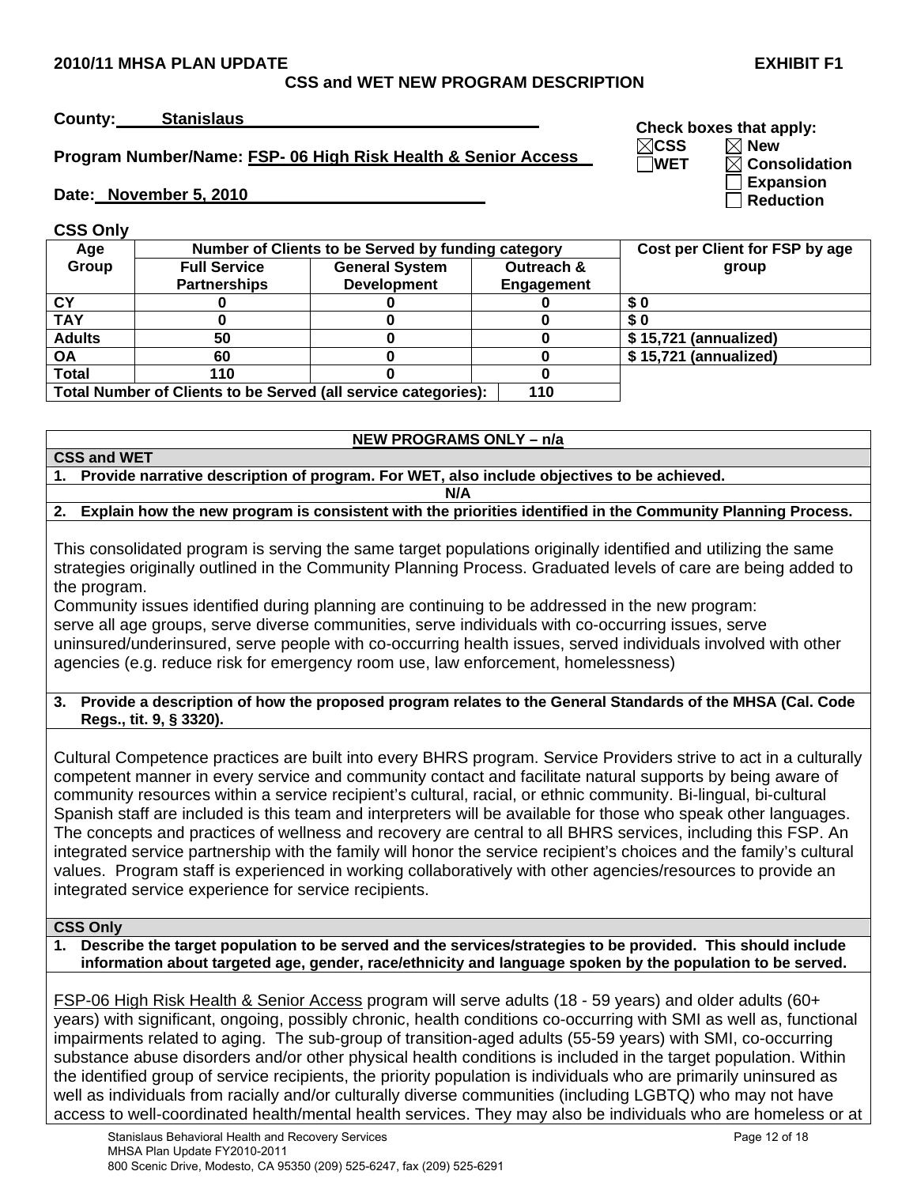**2010/11 MHSA PLAN UPDATE** **EXHIBIT F1**

**CSS and WET NEW PROGRAM DESCRIPTION**

**County:** Stanislaus

**Program Number/Name:** FSP- 06 High Risk Health & Senior Access

**Date:** November 5, 2010

**Check boxes that apply:**
- ☒ **CSS**
- ☐ **WET**
- ☒ **New**
- ☒ **Consolidation**
- ☐ **Expansion**
- ☐ **Reduction**

**CSS Only**

| Age Group | Number of Clients to be Served by funding category | | | Cost per Client for FSP by age group |
|---|---|---|---|---|
| | Full Service Partnerships | General System Development | Outreach & Engagement | |
| CY | 0 | 0 | 0 | $ 0 |
| TAY | 0 | 0 | 0 | $ 0 |
| Adults | 50 | 0 | 0 | $ 15,721 (annualized) |
| OA | 60 | 0 | 0 | $ 15,721 (annualized) |
| Total | 110 | 0 | 0 | |
| Total Number of Clients to be Served (all service categories): | | | 110 | |

**NEW PROGRAMS ONLY – n/a**

**CSS and WET**

**1. Provide narrative description of program. For WET, also include objectives to be achieved.**

N/A

**2. Explain how the new program is consistent with the priorities identified in the Community Planning Process.**

This consolidated program is serving the same target populations originally identified and utilizing the same strategies originally outlined in the Community Planning Process. Graduated levels of care are being added to the program.

Community issues identified during planning are continuing to be addressed in the new program: serve all age groups, serve diverse communities, serve individuals with co-occurring issues, serve uninsured/underinsured, serve people with co-occurring health issues, served individuals involved with other agencies (e.g. reduce risk for emergency room use, law enforcement, homelessness)

**3. Provide a description of how the proposed program relates to the General Standards of the MHSA (Cal. Code Regs., tit. 9, § 3320).**

Cultural Competence practices are built into every BHRS program. Service Providers strive to act in a culturally competent manner in every service and community contact and facilitate natural supports by being aware of community resources within a service recipient's cultural, racial, or ethnic community. Bi-lingual, bi-cultural Spanish staff are included is this team and interpreters will be available for those who speak other languages. The concepts and practices of wellness and recovery are central to all BHRS services, including this FSP. An integrated service partnership with the family will honor the service recipient's choices and the family's cultural values. Program staff is experienced in working collaboratively with other agencies/resources to provide an integrated service experience for service recipients.

**CSS Only**

**1. Describe the target population to be served and the services/strategies to be provided. This should include information about targeted age, gender, race/ethnicity and language spoken by the population to be served.**

FSP-06 High Risk Health & Senior Access program will serve adults (18 - 59 years) and older adults (60+ years) with significant, ongoing, possibly chronic, health conditions co-occurring with SMI as well as, functional impairments related to aging. The sub-group of transition-aged adults (55-59 years) with SMI, co-occurring substance abuse disorders and/or other physical health conditions is included in the target population. Within the identified group of service recipients, the priority population is individuals who are primarily uninsured as well as individuals from racially and/or culturally diverse communities (including LGBTQ) who may not have access to well-coordinated health/mental health services. They may also be individuals who are homeless or at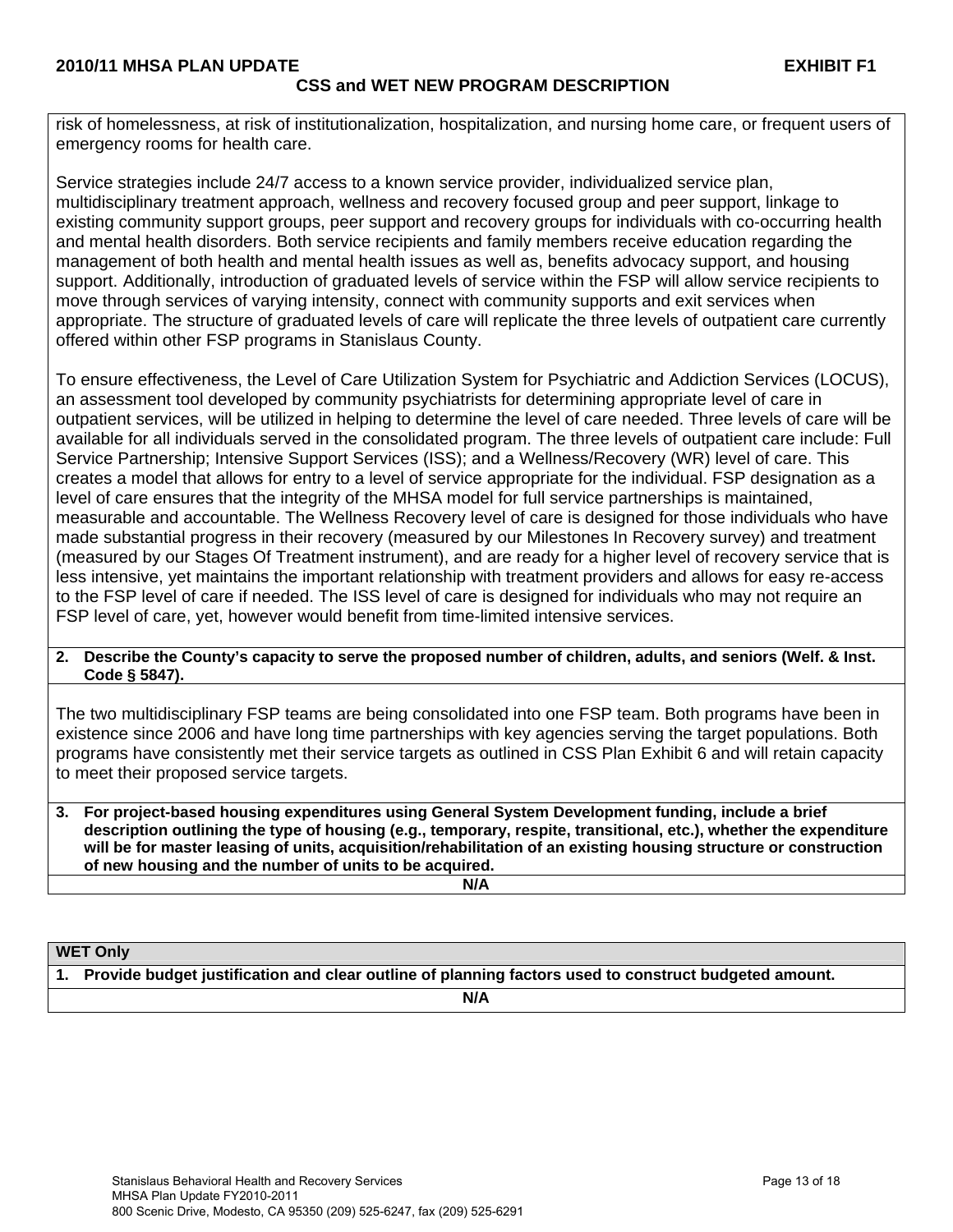risk of homelessness, at risk of institutionalization, hospitalization, and nursing home care, or frequent users of emergency rooms for health care.

Service strategies include 24/7 access to a known service provider, individualized service plan, multidisciplinary treatment approach, wellness and recovery focused group and peer support, linkage to existing community support groups, peer support and recovery groups for individuals with co-occurring health and mental health disorders. Both service recipients and family members receive education regarding the management of both health and mental health issues as well as, benefits advocacy support, and housing support. Additionally, introduction of graduated levels of service within the FSP will allow service recipients to move through services of varying intensity, connect with community supports and exit services when appropriate. The structure of graduated levels of care will replicate the three levels of outpatient care currently offered within other FSP programs in Stanislaus County.

To ensure effectiveness, the Level of Care Utilization System for Psychiatric and Addiction Services (LOCUS), an assessment tool developed by community psychiatrists for determining appropriate level of care in outpatient services, will be utilized in helping to determine the level of care needed. Three levels of care will be available for all individuals served in the consolidated program. The three levels of outpatient care include: Full Service Partnership; Intensive Support Services (ISS); and a Wellness/Recovery (WR) level of care. This creates a model that allows for entry to a level of service appropriate for the individual. FSP designation as a level of care ensures that the integrity of the MHSA model for full service partnerships is maintained, measurable and accountable. The Wellness Recovery level of care is designed for those individuals who have made substantial progress in their recovery (measured by our Milestones In Recovery survey) and treatment (measured by our Stages Of Treatment instrument), and are ready for a higher level of recovery service that is less intensive, yet maintains the important relationship with treatment providers and allows for easy re-access to the FSP level of care if needed. The ISS level of care is designed for individuals who may not require an FSP level of care, yet, however would benefit from time-limited intensive services.

**2. Describe the County's capacity to serve the proposed number of children, adults, and seniors (Welf. & Inst. Code § 5847).**

The two multidisciplinary FSP teams are being consolidated into one FSP team. Both programs have been in existence since 2006 and have long time partnerships with key agencies serving the target populations. Both programs have consistently met their service targets as outlined in CSS Plan Exhibit 6 and will retain capacity to meet their proposed service targets.

**3. For project-based housing expenditures using General System Development funding, include a brief description outlining the type of housing (e.g., temporary, respite, transitional, etc.), whether the expenditure will be for master leasing of units, acquisition/rehabilitation of an existing housing structure or construction of new housing and the number of units to be acquired.**

**N/A**

**WET Only**

**1. Provide budget justification and clear outline of planning factors used to construct budgeted amount.**

**N/A**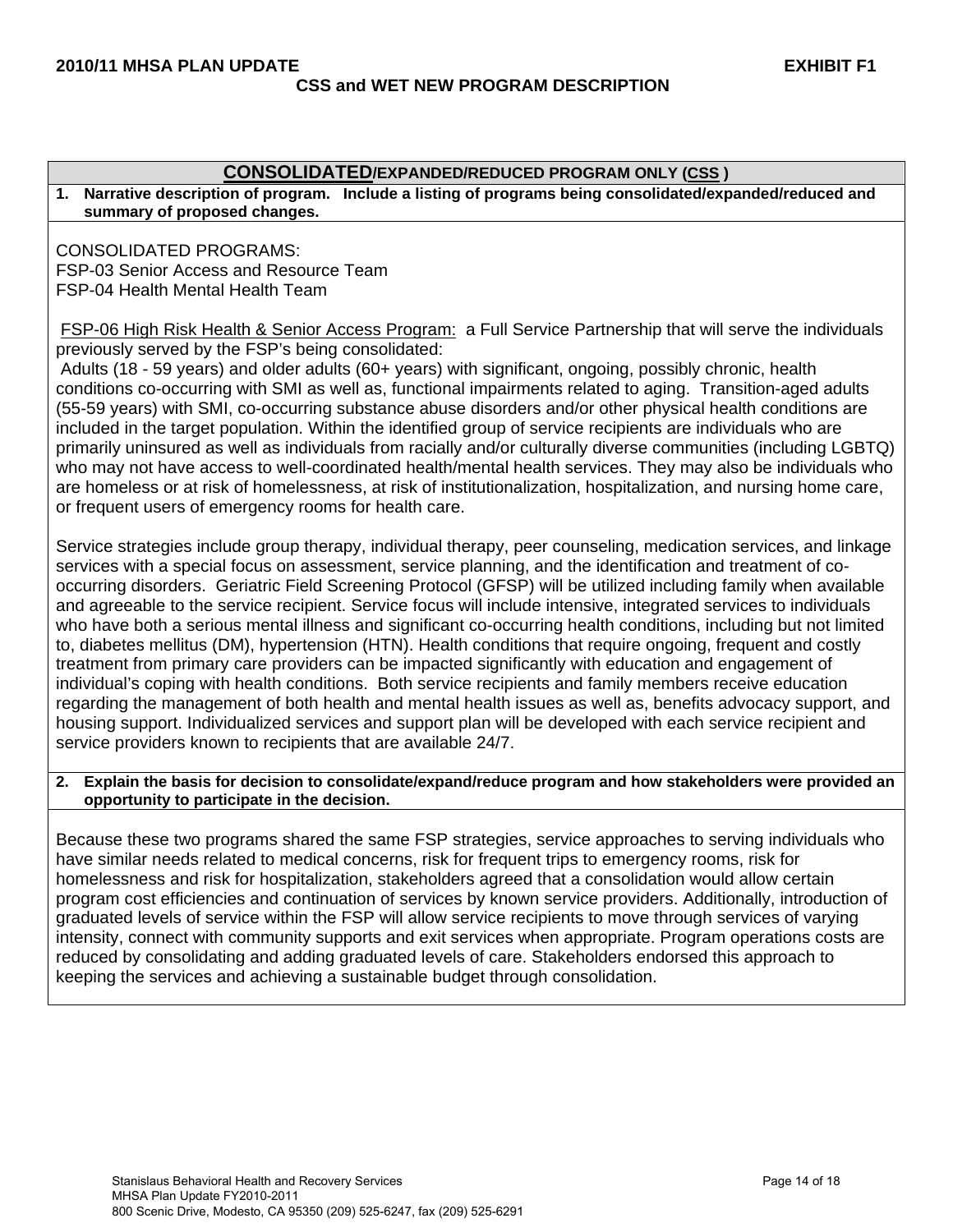**2010/11 MHSA PLAN UPDATE** **EXHIBIT F1**

**CSS and WET NEW PROGRAM DESCRIPTION**

## CONSOLIDATED/EXPANDED/REDUCED PROGRAM ONLY (CSS)

**1. Narrative description of program. Include a listing of programs being consolidated/expanded/reduced and summary of proposed changes.**

CONSOLIDATED PROGRAMS:
FSP-03 Senior Access and Resource Team
FSP-04 Health Mental Health Team

FSP-06 High Risk Health & Senior Access Program: a Full Service Partnership that will serve the individuals previously served by the FSP's being consolidated:
Adults (18 - 59 years) and older adults (60+ years) with significant, ongoing, possibly chronic, health conditions co-occurring with SMI as well as, functional impairments related to aging. Transition-aged adults (55-59 years) with SMI, co-occurring substance abuse disorders and/or other physical health conditions are included in the target population. Within the identified group of service recipients are individuals who are primarily uninsured as well as individuals from racially and/or culturally diverse communities (including LGBTQ) who may not have access to well-coordinated health/mental health services. They may also be individuals who are homeless or at risk of homelessness, at risk of institutionalization, hospitalization, and nursing home care, or frequent users of emergency rooms for health care.

Service strategies include group therapy, individual therapy, peer counseling, medication services, and linkage services with a special focus on assessment, service planning, and the identification and treatment of co-occurring disorders. Geriatric Field Screening Protocol (GFSP) will be utilized including family when available and agreeable to the service recipient. Service focus will include intensive, integrated services to individuals who have both a serious mental illness and significant co-occurring health conditions, including but not limited to, diabetes mellitus (DM), hypertension (HTN). Health conditions that require ongoing, frequent and costly treatment from primary care providers can be impacted significantly with education and engagement of individual's coping with health conditions. Both service recipients and family members receive education regarding the management of both health and mental health issues as well as, benefits advocacy support, and housing support. Individualized services and support plan will be developed with each service recipient and service providers known to recipients that are available 24/7.

**2. Explain the basis for decision to consolidate/expand/reduce program and how stakeholders were provided an opportunity to participate in the decision.**

Because these two programs shared the same FSP strategies, service approaches to serving individuals who have similar needs related to medical concerns, risk for frequent trips to emergency rooms, risk for homelessness and risk for hospitalization, stakeholders agreed that a consolidation would allow certain program cost efficiencies and continuation of services by known service providers. Additionally, introduction of graduated levels of service within the FSP will allow service recipients to move through services of varying intensity, connect with community supports and exit services when appropriate. Program operations costs are reduced by consolidating and adding graduated levels of care. Stakeholders endorsed this approach to keeping the services and achieving a sustainable budget through consolidation.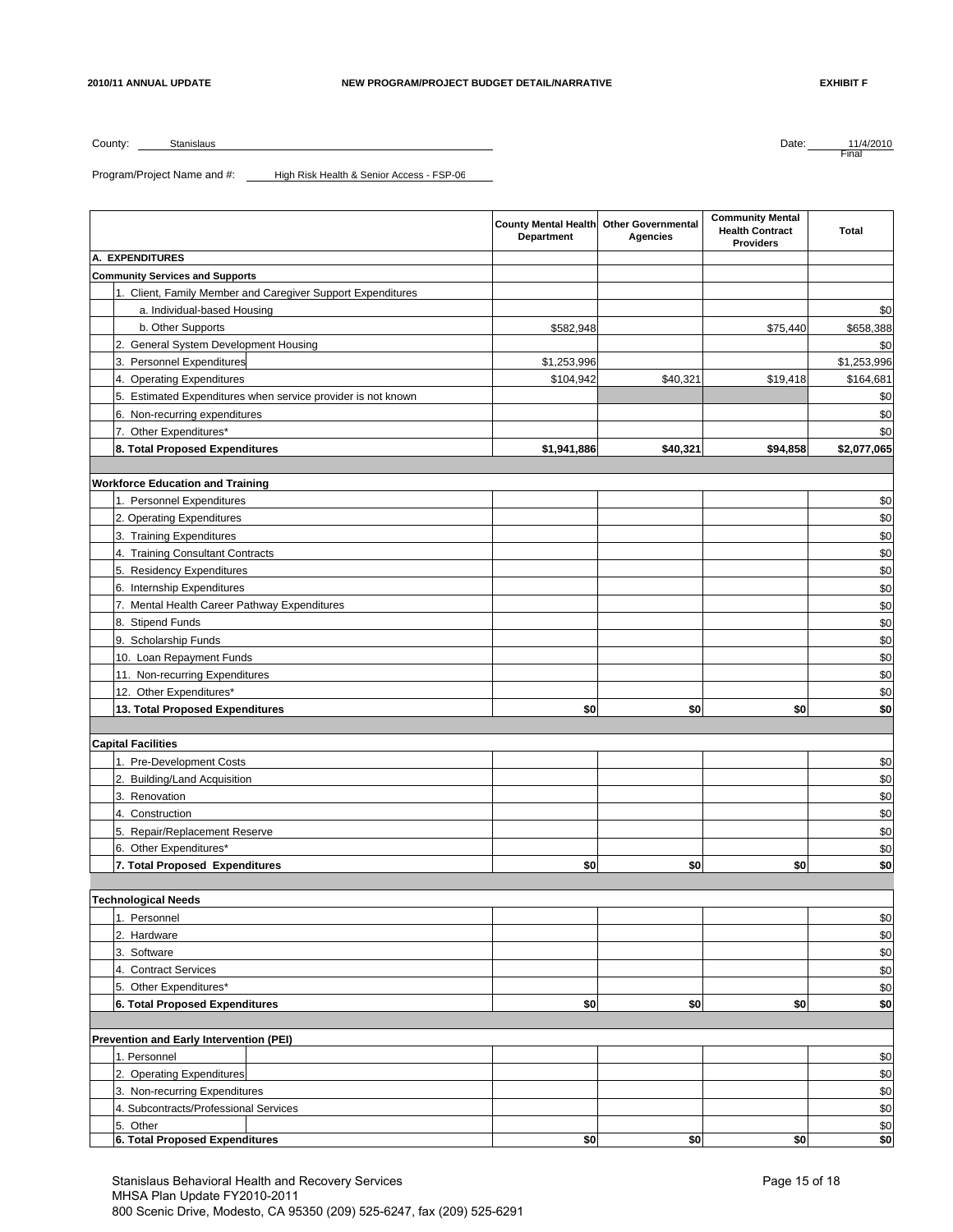**2010/11 ANNUAL UPDATE** **NEW PROGRAM/PROJECT BUDGET DETAIL/NARRATIVE** **EXHIBIT F**

County: Stanislaus

Date: 11/4/2010
Final

Program/Project Name and #: High Risk Health & Senior Access - FSP-06

| | County Mental Health Department | Other Governmental Agencies | Community Mental Health Contract Providers | Total |
|---|---|---|---|---|
| **A. EXPENDITURES** | | | | |
| **Community Services and Supports** | | | | |
| 1. Client, Family Member and Caregiver Support Expenditures | | | | |
| a. Individual-based Housing | | | | $0 |
| b. Other Supports | $582,948 | | $75,440 | $658,388 |
| 2. General System Development Housing | | | | $0 |
| 3. Personnel Expenditures | $1,253,996 | | | $1,253,996 |
| 4. Operating Expenditures | $104,942 | $40,321 | $19,418 | $164,681 |
| 5. Estimated Expenditures when service provider is not known | | | | $0 |
| 6. Non-recurring expenditures | | | | $0 |
| 7. Other Expenditures* | | | | $0 |
| **8. Total Proposed Expenditures** | **$1,941,886** | **$40,321** | **$94,858** | **$2,077,065** |
| | | | | |
| **Workforce Education and Training** | | | | |
| 1. Personnel Expenditures | | | | $0 |
| 2. Operating Expenditures | | | | $0 |
| 3. Training Expenditures | | | | $0 |
| 4. Training Consultant Contracts | | | | $0 |
| 5. Residency Expenditures | | | | $0 |
| 6. Internship Expenditures | | | | $0 |
| 7. Mental Health Career Pathway Expenditures | | | | $0 |
| 8. Stipend Funds | | | | $0 |
| 9. Scholarship Funds | | | | $0 |
| 10. Loan Repayment Funds | | | | $0 |
| 11. Non-recurring Expenditures | | | | $0 |
| 12. Other Expenditures* | | | | $0 |
| **13. Total Proposed Expenditures** | **$0** | **$0** | **$0** | **$0** |
| | | | | |
| **Capital Facilities** | | | | |
| 1. Pre-Development Costs | | | | $0 |
| 2. Building/Land Acquisition | | | | $0 |
| 3. Renovation | | | | $0 |
| 4. Construction | | | | $0 |
| 5. Repair/Replacement Reserve | | | | $0 |
| 6. Other Expenditures* | | | | $0 |
| **7. Total Proposed Expenditures** | **$0** | **$0** | **$0** | **$0** |
| | | | | |
| **Technological Needs** | | | | |
| 1. Personnel | | | | $0 |
| 2. Hardware | | | | $0 |
| 3. Software | | | | $0 |
| 4. Contract Services | | | | $0 |
| 5. Other Expenditures* | | | | $0 |
| **6. Total Proposed Expenditures** | **$0** | **$0** | **$0** | **$0** |
| | | | | |
| **Prevention and Early Intervention (PEI)** | | | | |
| 1. Personnel | | | | $0 |
| 2. Operating Expenditures | | | | $0 |
| 3. Non-recurring Expenditures | | | | $0 |
| 4. Subcontracts/Professional Services | | | | $0 |
| 5. Other | | | | $0 |
| **6. Total Proposed Expenditures** | **$0** | **$0** | **$0** | **$0** |

Stanislaus Behavioral Health and Recovery Services
MHSA Plan Update FY2010-2011
800 Scenic Drive, Modesto, CA 95350 (209) 525-6247, fax (209) 525-6291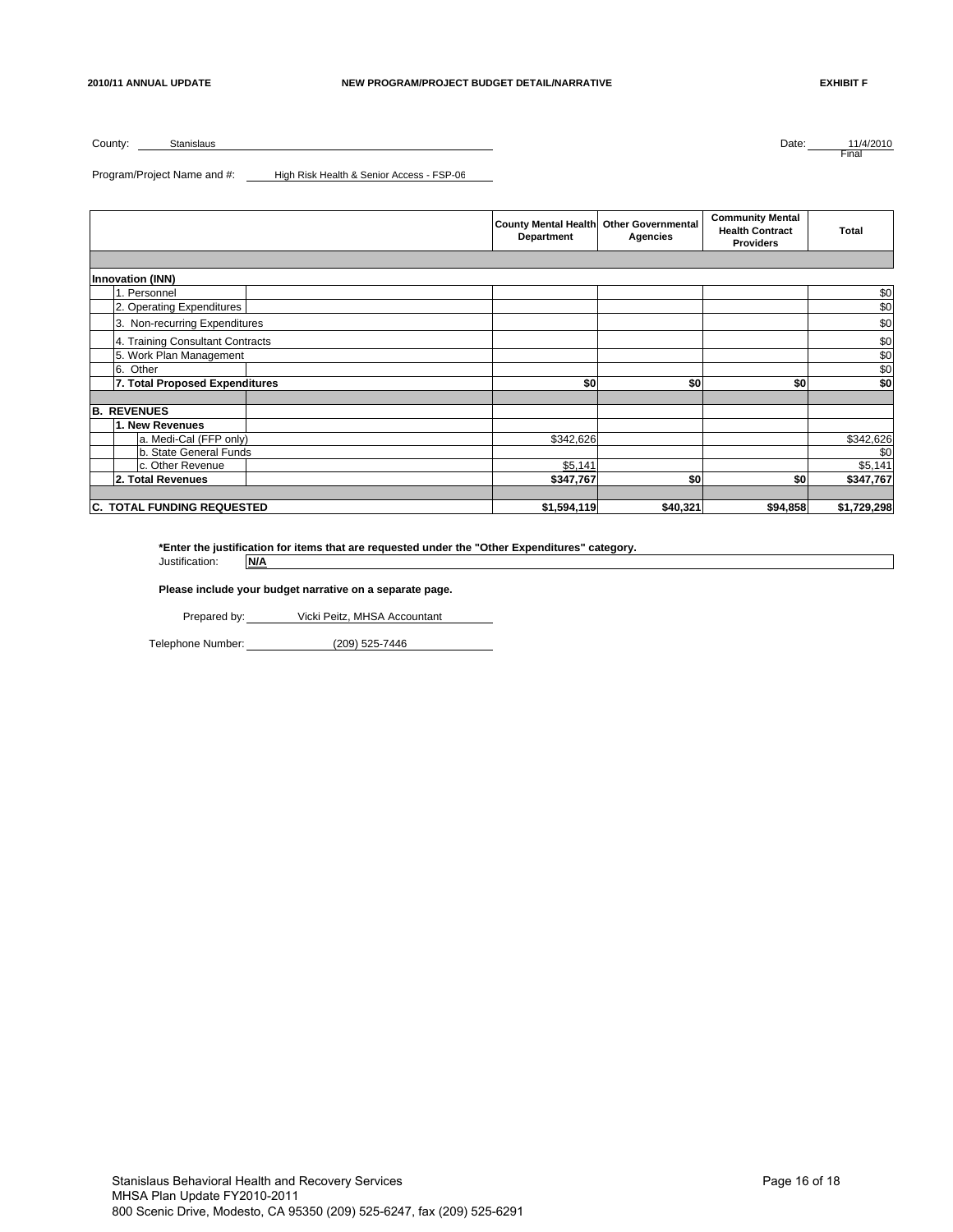**2010/11 ANNUAL UPDATE** **NEW PROGRAM/PROJECT BUDGET DETAIL/NARRATIVE** **EXHIBIT F**

County: Stanislaus

Date: 11/4/2010 Final

Program/Project Name and #: High Risk Health & Senior Access - FSP-06

| | County Mental Health Department | Other Governmental Agencies | Community Mental Health Contract Providers | Total |
|---|---|---|---|---|
| | | | | |
| **Innovation (INN)** | | | | |
| 1. Personnel | | | | $0 |
| 2. Operating Expenditures | | | | $0 |
| 3. Non-recurring Expenditures | | | | $0 |
| 4. Training Consultant Contracts | | | | $0 |
| 5. Work Plan Management | | | | $0 |
| 6. Other | | | | $0 |
| **7. Total Proposed Expenditures** | **$0** | **$0** | **$0** | **$0** |
| | | | | |
| **B. REVENUES** | | | | |
| **1. New Revenues** | | | | |
| a. Medi-Cal (FFP only) | $342,626 | | | $342,626 |
| b. State General Funds | | | | $0 |
| c. Other Revenue | $5,141 | | | $5,141 |
| **2. Total Revenues** | **$347,767** | **$0** | **$0** | **$347,767** |
| | | | | |
| **C. TOTAL FUNDING REQUESTED** | **$1,594,119** | **$40,321** | **$94,858** | **$1,729,298** |

**\*Enter the justification for items that are requested under the "Other Expenditures" category.**

Justification: **N/A**

**Please include your budget narrative on a separate page.**

Prepared by: Vicki Peitz, MHSA Accountant

Telephone Number: (209) 525-7446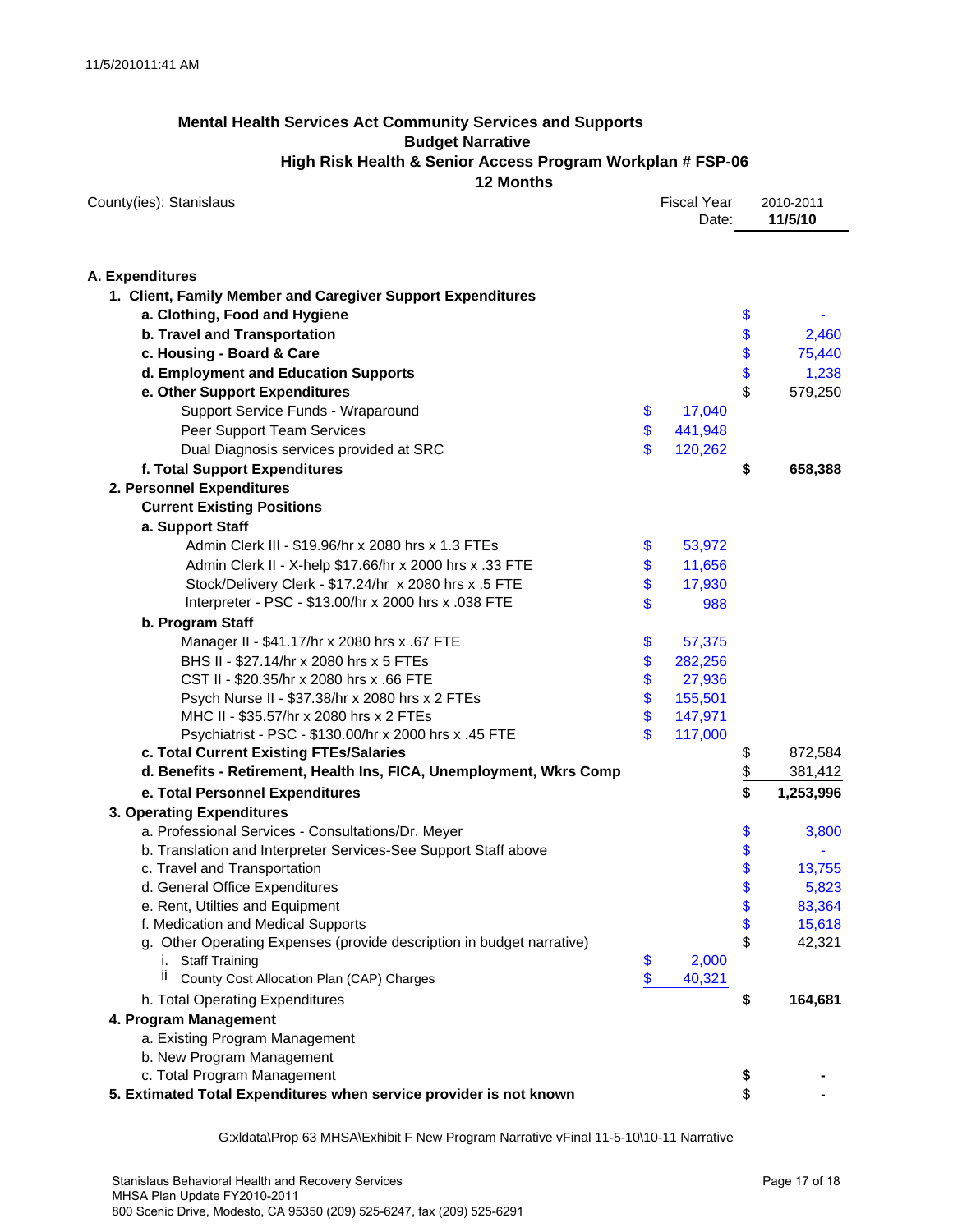11/5/201011:41 AM

**Mental Health Services Act Community Services and Supports**
**Budget Narrative**
**High Risk Health & Senior Access Program Workplan # FSP-06**
**12 Months**

County(ies): Stanislaus | Fiscal Year: 2010-2011 | Date: **11/5/10**

| | | |
|---|---|---|
| **A. Expenditures** | | |
| **1. Client, Family Member and Caregiver Support Expenditures** | | |
| **a. Clothing, Food and Hygiene** | | $ - |
| **b. Travel and Transportation** | | $ 2,460 |
| **c. Housing - Board & Care** | | $ 75,440 |
| **d. Employment and Education Supports** | | $ 1,238 |
| **e. Other Support Expenditures** | | $ 579,250 |
| Support Service Funds - Wraparound | $ 17,040 | |
| Peer Support Team Services | $ 441,948 | |
| Dual Diagnosis services provided at SRC | $ 120,262 | |
| **f. Total Support Expenditures** | | **$ 658,388** |
| **2. Personnel Expenditures** | | |
| **Current Existing Positions** | | |
| **a. Support Staff** | | |
| Admin Clerk III - $19.96/hr x 2080 hrs x 1.3 FTEs | $ 53,972 | |
| Admin Clerk II - X-help $17.66/hr x 2000 hrs x .33 FTE | $ 11,656 | |
| Stock/Delivery Clerk - $17.24/hr x 2080 hrs x .5 FTE | $ 17,930 | |
| Interpreter - PSC - $13.00/hr x 2000 hrs x .038 FTE | $ 988 | |
| **b. Program Staff** | | |
| Manager II - $41.17/hr x 2080 hrs x .67 FTE | $ 57,375 | |
| BHS II - $27.14/hr x 2080 hrs x 5 FTEs | $ 282,256 | |
| CST II - $20.35/hr x 2080 hrs x .66 FTE | $ 27,936 | |
| Psych Nurse II - $37.38/hr x 2080 hrs x 2 FTEs | $ 155,501 | |
| MHC II - $35.57/hr x 2080 hrs x 2 FTEs | $ 147,971 | |
| Psychiatrist - PSC - $130.00/hr x 2000 hrs x .45 FTE | $ 117,000 | |
| **c. Total Current Existing FTEs/Salaries** | | $ 872,584 |
| **d. Benefits - Retirement, Health Ins, FICA, Unemployment, Wkrs Comp** | | $ 381,412 |
| **e. Total Personnel Expenditures** | | **$ 1,253,996** |
| **3. Operating Expenditures** | | |
| a. Professional Services - Consultations/Dr. Meyer | | $ 3,800 |
| b. Translation and Interpreter Services-See Support Staff above | | $ - |
| c. Travel and Transportation | | $ 13,755 |
| d. General Office Expenditures | | $ 5,823 |
| e. Rent, Utilties and Equipment | | $ 83,364 |
| f. Medication and Medical Supports | | $ 15,618 |
| g. Other Operating Expenses (provide description in budget narrative) | | $ 42,321 |
| i. Staff Training | $ 2,000 | |
| ii. County Cost Allocation Plan (CAP) Charges | $ 40,321 | |
| h. Total Operating Expenditures | | **$ 164,681** |
| **4. Program Management** | | |
| a. Existing Program Management | | |
| b. New Program Management | | |
| c. Total Program Management | | **$ -** |
| **5. Estimated Total Expenditures when service provider is not known** | | $ - |

G:xldata\Prop 63 MHSA\Exhibit F New Program Narrative vFinal 11-5-10\10-11 Narrative

Stanislaus Behavioral Health and Recovery Services
MHSA Plan Update FY2010-2011
800 Scenic Drive, Modesto, CA 95350 (209) 525-6247, fax (209) 525-6291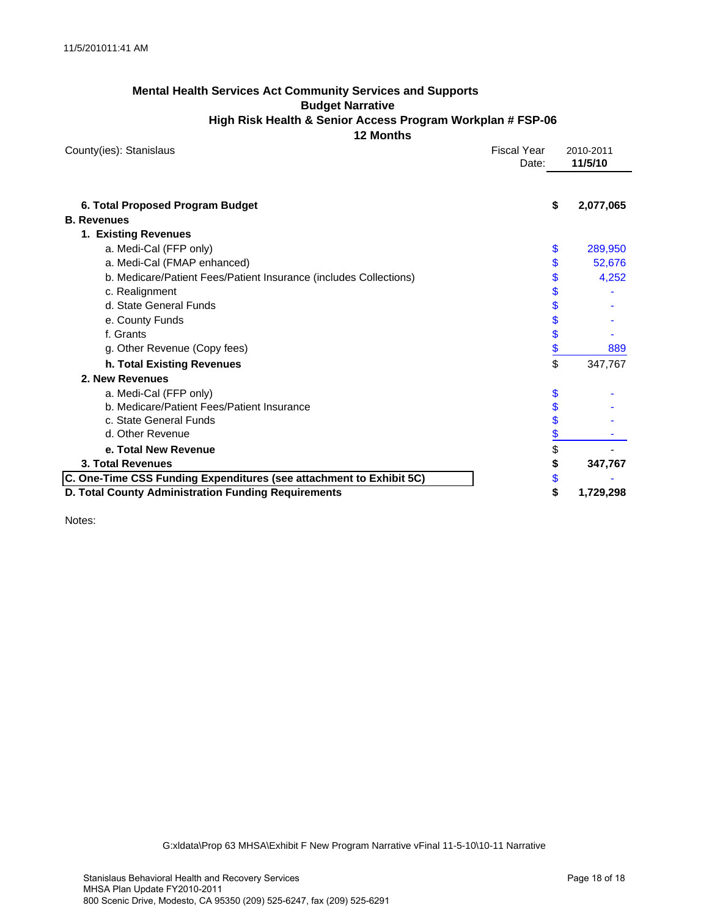11/5/201011:41 AM

**Mental Health Services Act Community Services and Supports**
**Budget Narrative**
**High Risk Health & Senior Access Program Workplan # FSP-06**
**12 Months**

County(ies): Stanislaus — Fiscal Year: 2010-2011 — Date: **11/5/10**

| | | |
|---|---|---|
| **6. Total Proposed Program Budget** | **$** | **2,077,065** |
| **B. Revenues** | | |
| **1. Existing Revenues** | | |
| a. Medi-Cal (FFP only) | $ | 289,950 |
| a. Medi-Cal (FMAP enhanced) | $ | 52,676 |
| b. Medicare/Patient Fees/Patient Insurance (includes Collections) | $ | 4,252 |
| c. Realignment | $ | - |
| d. State General Funds | $ | - |
| e. County Funds | $ | - |
| f. Grants | $ | - |
| g. Other Revenue (Copy fees) | $ | 889 |
| **h. Total Existing Revenues** | $ | 347,767 |
| **2. New Revenues** | | |
| a. Medi-Cal (FFP only) | $ | - |
| b. Medicare/Patient Fees/Patient Insurance | $ | - |
| c. State General Funds | $ | - |
| d. Other Revenue | $ | - |
| **e. Total New Revenue** | $ | - |
| **3. Total Revenues** | **$** | **347,767** |
| **C. One-Time CSS Funding Expenditures (see attachment to Exhibit 5C)** | $ | - |
| **D. Total County Administration Funding Requirements** | **$** | **1,729,298** |

Notes:

G:xldata\Prop 63 MHSA\Exhibit F New Program Narrative vFinal 11-5-10\10-11 Narrative

Stanislaus Behavioral Health and Recovery Services
MHSA Plan Update FY2010-2011
800 Scenic Drive, Modesto, CA 95350 (209) 525-6247, fax (209) 525-6291